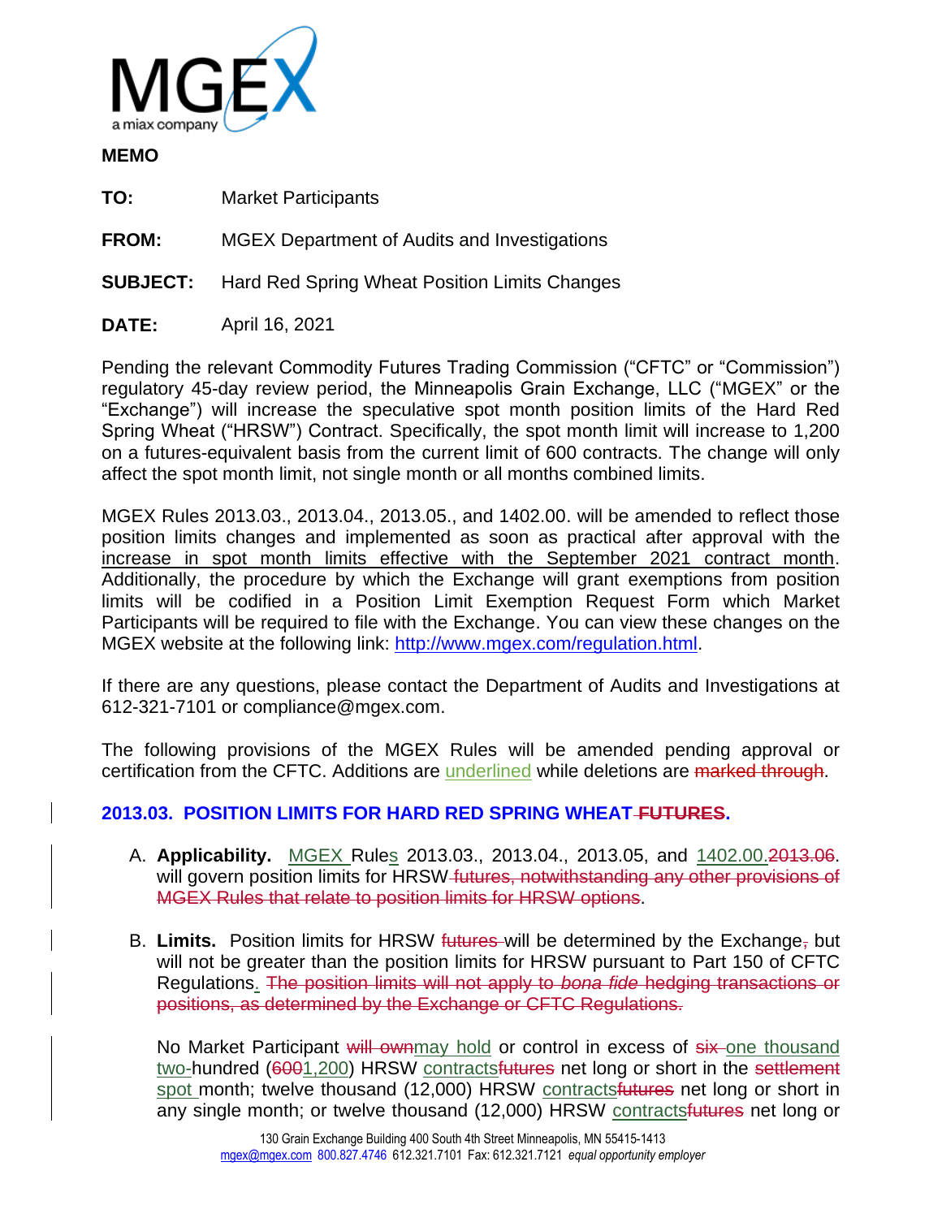**MEMO**

**TO:** Market Participants

**FROM:** MGEX Department of Audits and Investigations

**SUBJECT:** Hard Red Spring Wheat Position Limits Changes

**DATE:** April 16, 2021

Pending the relevant Commodity Futures Trading Commission ("CFTC" or "Commission") regulatory 45-day review period, the Minneapolis Grain Exchange, LLC ("MGEX" or the "Exchange") will increase the speculative spot month position limits of the Hard Red Spring Wheat ("HRSW") Contract. Specifically, the spot month limit will increase to 1,200 on a futures-equivalent basis from the current limit of 600 contracts. The change will only affect the spot month limit, not single month or all months combined limits.

MGEX Rules 2013.03., 2013.04., 2013.05., and 1402.00. will be amended to reflect those position limits changes and implemented as soon as practical after approval with the <u>increase in spot month limits effective with the September 2021 contract month</u>. Additionally, the procedure by which the Exchange will grant exemptions from position limits will be codified in a Position Limit Exemption Request Form which Market Participants will be required to file with the Exchange. You can view these changes on the MGEX website at the following link: http://www.mgex.com/regulation.html.

If there are any questions, please contact the Department of Audits and Investigations at 612-321-7101 or compliance@mgex.com.

The following provisions of the MGEX Rules will be amended pending approval or certification from the CFTC. Additions are <u>underlined</u> while deletions are ~~marked through~~.

### 2013.03. POSITION LIMITS FOR HARD RED SPRING WHEAT ~~FUTURES~~.

A. **Applicability.** <u>MGEX</u> Rule<u>s</u> 2013.03., 2013.04., 2013.05, and <u>1402.00.</u>~~2013.06~~. will govern position limits for HRSW ~~futures, notwithstanding any other provisions of MGEX Rules that relate to position limits for HRSW options~~.

B. **Limits.** Position limits for HRSW ~~futures~~ will be determined by the Exchange~~,~~ but will not be greater than the position limits for HRSW pursuant to Part 150 of CFTC Regulations<u>.</u> ~~The position limits will not apply to *bona fide* hedging transactions or positions, as determined by the Exchange or CFTC Regulations.~~

No Market Participant ~~will own~~<u>may hold</u> or control in excess of ~~six~~ <u>one thousand two-</u>hundred (~~600~~<u>1,200</u>) HRSW <u>contracts</u>~~futures~~ net long or short in the ~~settlement~~ <u>spot</u> month; twelve thousand (12,000) HRSW <u>contracts</u>~~futures~~ net long or short in any single month; or twelve thousand (12,000) HRSW <u>contracts</u>~~futures~~ net long or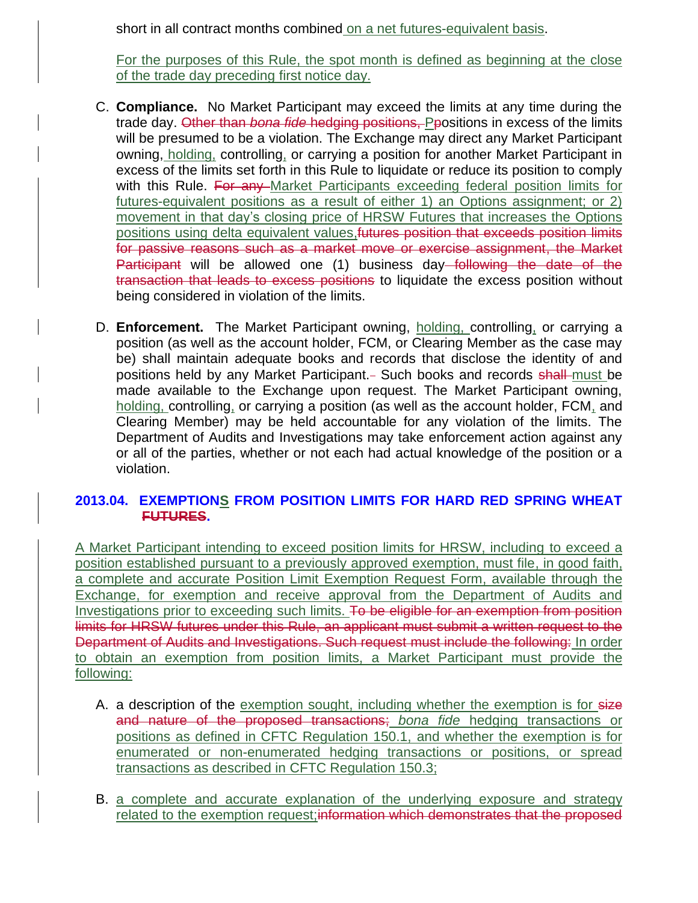short in all contract months combined on a net futures-equivalent basis.

For the purposes of this Rule, the spot month is defined as beginning at the close of the trade day preceding first notice day.

C. **Compliance.** No Market Participant may exceed the limits at any time during the trade day. ~~Other than *bona fide* hedging positions, P~~positions in excess of the limits will be presumed to be a violation. The Exchange may direct any Market Participant owning, holding, controlling, or carrying a position for another Market Participant in excess of the limits set forth in this Rule to liquidate or reduce its position to comply with this Rule. ~~For any~~ Market Participants exceeding federal position limits for futures-equivalent positions as a result of either 1) an Options assignment; or 2) movement in that day's closing price of HRSW Futures that increases the Options positions using delta equivalent values,~~futures position that exceeds position limits for passive reasons such as a market move or exercise assignment, the Market Participant~~ will be allowed one (1) business day ~~following the date of the transaction that leads to excess positions~~ to liquidate the excess position without being considered in violation of the limits.

D. **Enforcement.** The Market Participant owning, holding, controlling, or carrying a position (as well as the account holder, FCM, or Clearing Member as the case may be) shall maintain adequate books and records that disclose the identity of and positions held by any Market Participant.~~-~~ Such books and records ~~shall~~ must be made available to the Exchange upon request. The Market Participant owning, holding, controlling, or carrying a position (as well as the account holder, FCM, and Clearing Member) may be held accountable for any violation of the limits. The Department of Audits and Investigations may take enforcement action against any or all of the parties, whether or not each had actual knowledge of the position or a violation.

## 2013.04. EXEMPTIONS FROM POSITION LIMITS FOR HARD RED SPRING WHEAT ~~FUTURES~~.

A Market Participant intending to exceed position limits for HRSW, including to exceed a position established pursuant to a previously approved exemption, must file, in good faith, a complete and accurate Position Limit Exemption Request Form, available through the Exchange, for exemption and receive approval from the Department of Audits and Investigations prior to exceeding such limits. ~~To be eligible for an exemption from position limits for HRSW futures under this Rule, an applicant must submit a written request to the Department of Audits and Investigations. Such request must include the following:~~ In order to obtain an exemption from position limits, a Market Participant must provide the following:

A. a description of the exemption sought, including whether the exemption is for ~~size and nature of the proposed transactions;~~ *bona fide* hedging transactions or positions as defined in CFTC Regulation 150.1, and whether the exemption is for enumerated or non-enumerated hedging transactions or positions, or spread transactions as described in CFTC Regulation 150.3;

B. a complete and accurate explanation of the underlying exposure and strategy related to the exemption request;~~information which demonstrates that the proposed~~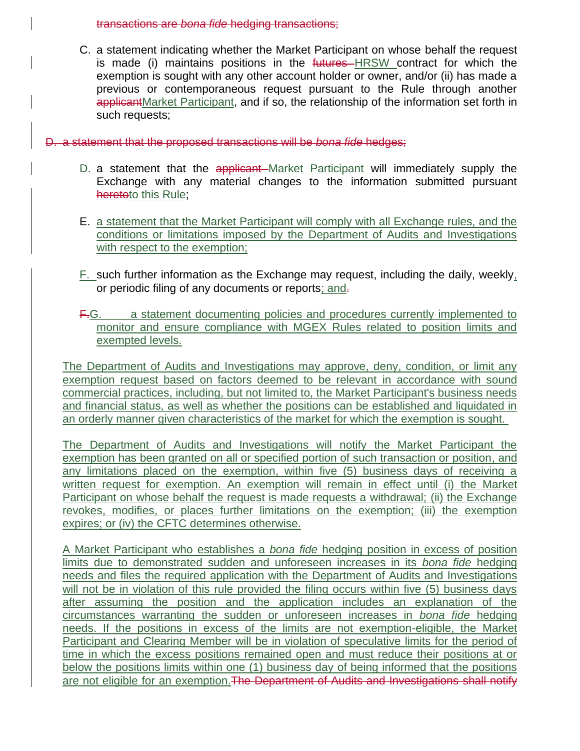~~transactions are *bona fide* hedging transactions;~~

C. a statement indicating whether the Market Participant on whose behalf the request is made (i) maintains positions in the ~~futures~~ <u>HRSW</u> contract for which the exemption is sought with any other account holder or owner, and/or (ii) has made a previous or contemporaneous request pursuant to the Rule through another ~~applicant~~<u>Market Participant</u>, and if so, the relationship of the information set forth in such requests;

~~D. a statement that the proposed transactions will be *bona fide* hedges;~~

<u>D.</u> a statement that the ~~applicant~~ <u>Market Participant</u> will immediately supply the Exchange with any material changes to the information submitted pursuant ~~hereto~~<u>to this Rule</u>;

E. <u>a statement that the Market Participant will comply with all Exchange rules, and the conditions or limitations imposed by the Department of Audits and Investigations with respect to the exemption;</u>

<u>F.</u> such further information as the Exchange may request, including the daily, weekly<u>,</u> or periodic filing of any documents or reports<u>; and</u>~~.~~

~~F.~~<u>G.</u> <u>a statement documenting policies and procedures currently implemented to monitor and ensure compliance with MGEX Rules related to position limits and exempted levels.</u>

<u>The Department of Audits and Investigations may approve, deny, condition, or limit any exemption request based on factors deemed to be relevant in accordance with sound commercial practices, including, but not limited to, the Market Participant's business needs and financial status, as well as whether the positions can be established and liquidated in an orderly manner given characteristics of the market for which the exemption is sought.</u>

<u>The Department of Audits and Investigations will notify the Market Participant the exemption has been granted on all or specified portion of such transaction or position, and any limitations placed on the exemption, within five (5) business days of receiving a written request for exemption. An exemption will remain in effect until (i) the Market Participant on whose behalf the request is made requests a withdrawal; (ii) the Exchange revokes, modifies, or places further limitations on the exemption; (iii) the exemption expires; or (iv) the CFTC determines otherwise.</u>

<u>A Market Participant who establishes a *bona fide* hedging position in excess of position limits due to demonstrated sudden and unforeseen increases in its *bona fide* hedging needs and files the required application with the Department of Audits and Investigations will not be in violation of this rule provided the filing occurs within five (5) business days after assuming the position and the application includes an explanation of the circumstances warranting the sudden or unforeseen increases in *bona fide* hedging needs. If the positions in excess of the limits are not exemption-eligible, the Market Participant and Clearing Member will be in violation of speculative limits for the period of time in which the excess positions remained open and must reduce their positions at or below the positions limits within one (1) business day of being informed that the positions are not eligible for an exemption.</u>~~The Department of Audits and Investigations shall notify~~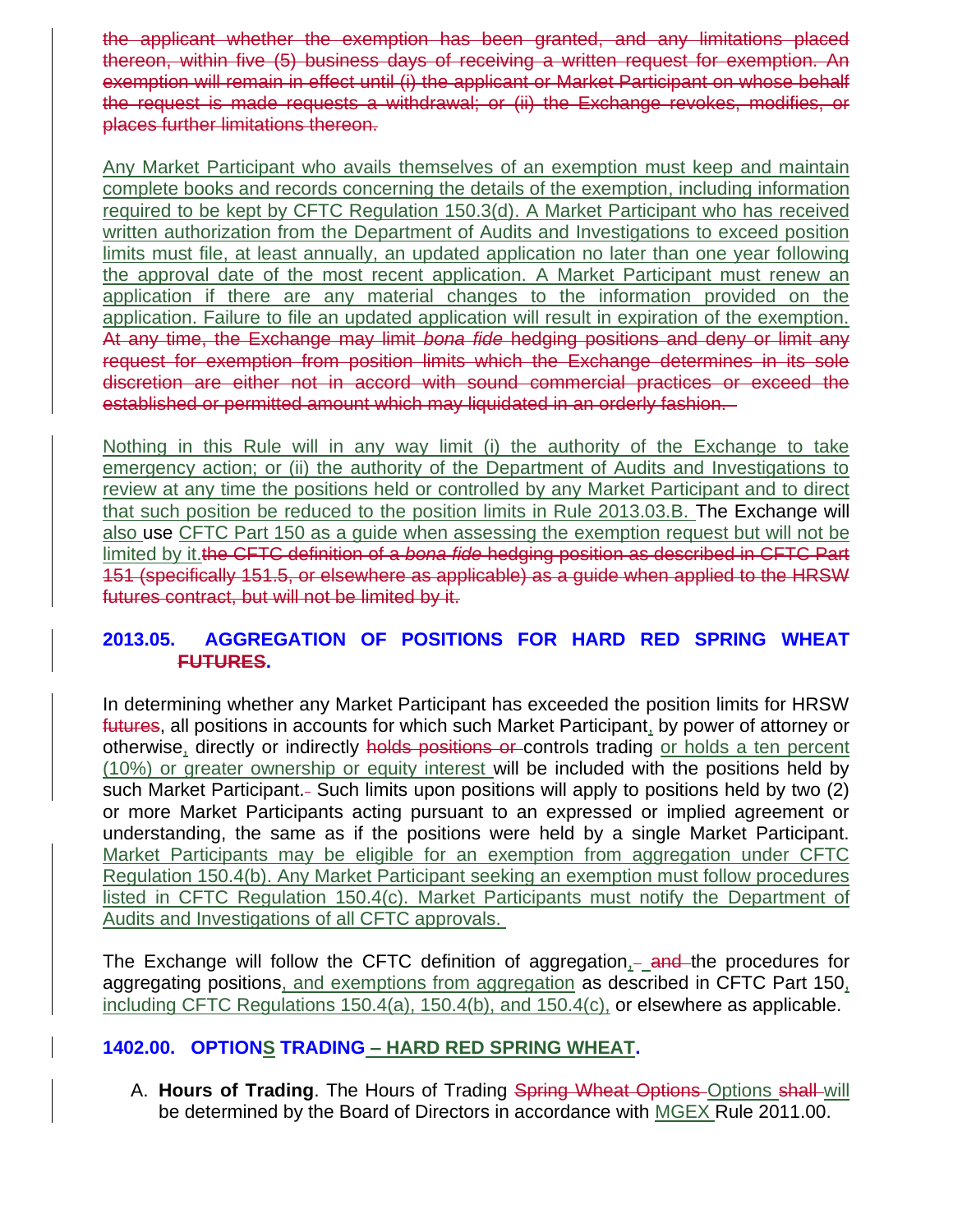~~the applicant whether the exemption has been granted, and any limitations placed thereon, within five (5) business days of receiving a written request for exemption. An exemption will remain in effect until (i) the applicant or Market Participant on whose behalf the request is made requests a withdrawal; or (ii) the Exchange revokes, modifies, or places further limitations thereon.~~

<u>Any Market Participant who avails themselves of an exemption must keep and maintain complete books and records concerning the details of the exemption, including information required to be kept by CFTC Regulation 150.3(d). A Market Participant who has received written authorization from the Department of Audits and Investigations to exceed position limits must file, at least annually, an updated application no later than one year following the approval date of the most recent application. A Market Participant must renew an application if there are any material changes to the information provided on the application. Failure to file an updated application will result in expiration of the exemption.</u> ~~At any time, the Exchange may limit *bona fide* hedging positions and deny or limit any request for exemption from position limits which the Exchange determines in its sole discretion are either not in accord with sound commercial practices or exceed the established or permitted amount which may liquidated in an orderly fashion.~~

<u>Nothing in this Rule will in any way limit (i) the authority of the Exchange to take emergency action; or (ii) the authority of the Department of Audits and Investigations to review at any time the positions held or controlled by any Market Participant and to direct that such position be reduced to the position limits in Rule 2013.03.B.</u> The Exchange will <u>also</u> use <u>CFTC Part 150 as a guide when assessing the exemption request but will not be limited by it.</u>~~the CFTC definition of a *bona fide* hedging position as described in CFTC Part 151 (specifically 151.5, or elsewhere as applicable) as a guide when applied to the HRSW futures contract, but will not be limited by it.~~

## 2013.05. AGGREGATION OF POSITIONS FOR HARD RED SPRING WHEAT ~~FUTURES~~.

In determining whether any Market Participant has exceeded the position limits for HRSW ~~futures~~, all positions in accounts for which such Market Participant<u>,</u> by power of attorney or otherwise<u>,</u> directly or indirectly ~~holds positions or~~ controls trading <u>or holds a ten percent (10%) or greater ownership or equity interest</u> will be included with the positions held by such Market Participant. Such limits upon positions will apply to positions held by two (2) or more Market Participants acting pursuant to an expressed or implied agreement or understanding, the same as if the positions were held by a single Market Participant. <u>Market Participants may be eligible for an exemption from aggregation under CFTC Regulation 150.4(b). Any Market Participant seeking an exemption must follow procedures listed in CFTC Regulation 150.4(c). Market Participants must notify the Department of Audits and Investigations of all CFTC approvals.</u>

The Exchange will follow the CFTC definition of aggregation<u>,</u> ~~and~~ the procedures for aggregating positions<u>, and exemptions from aggregation</u> as described in CFTC Part 150<u>, including CFTC Regulations 150.4(a), 150.4(b), and 150.4(c),</u> or elsewhere as applicable.

## 1402.00. OPTION<u>S</u> TRADING<u> – HARD RED SPRING WHEAT</u>.

A. **Hours of Trading**. The Hours of Trading ~~Spring Wheat Options~~ <u>Options</u> ~~shall~~ <u>will</u> be determined by the Board of Directors in accordance with <u>MGEX</u> Rule 2011.00.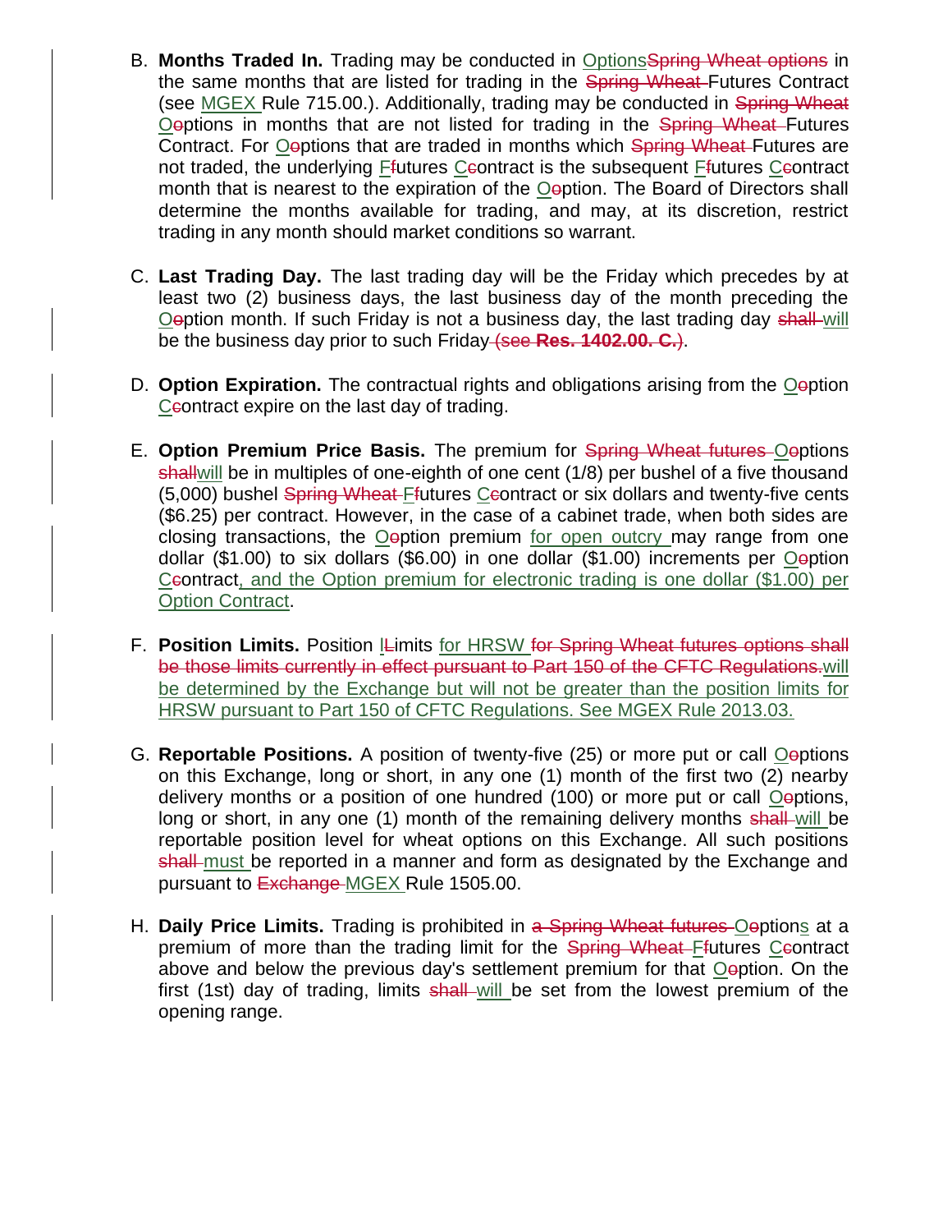B. **Months Traded In.** Trading may be conducted in Options~~Spring Wheat options~~ in the same months that are listed for trading in the ~~Spring Wheat~~ Futures Contract (see MGEX Rule 715.00.). Additionally, trading may be conducted in ~~Spring Wheat~~ O~~o~~ptions in months that are not listed for trading in the ~~Spring Wheat~~ Futures Contract. For O~~o~~ptions that are traded in months which ~~Spring Wheat~~ Futures are not traded, the underlying F~~f~~utures C~~c~~ontract is the subsequent F~~f~~utures C~~c~~ontract month that is nearest to the expiration of the O~~o~~ption. The Board of Directors shall determine the months available for trading, and may, at its discretion, restrict trading in any month should market conditions so warrant.

C. **Last Trading Day.** The last trading day will be the Friday which precedes by at least two (2) business days, the last business day of the month preceding the O~~o~~ption month. If such Friday is not a business day, the last trading day ~~shall~~ will be the business day prior to such Friday~~ (see **Res. 1402.00. C.**)~~.

D. **Option Expiration.** The contractual rights and obligations arising from the O~~o~~ption C~~c~~ontract expire on the last day of trading.

E. **Option Premium Price Basis.** The premium for ~~Spring Wheat futures~~ O~~o~~ptions ~~shall~~will be in multiples of one-eighth of one cent (1/8) per bushel of a five thousand (5,000) bushel ~~Spring Wheat~~ F~~f~~utures C~~c~~ontract or six dollars and twenty-five cents ($6.25) per contract. However, in the case of a cabinet trade, when both sides are closing transactions, the O~~o~~ption premium for open outcry may range from one dollar ($1.00) to six dollars ($6.00) in one dollar ($1.00) increments per O~~o~~ption C~~c~~ontract, and the Option premium for electronic trading is one dollar ($1.00) per Option Contract.

F. **Position Limits.** Position l~~L~~imits for HRSW ~~for Spring Wheat futures options shall be those limits currently in effect pursuant to Part 150 of the CFTC Regulations.~~will be determined by the Exchange but will not be greater than the position limits for HRSW pursuant to Part 150 of CFTC Regulations. See MGEX Rule 2013.03.

G. **Reportable Positions.** A position of twenty-five (25) or more put or call O~~o~~ptions on this Exchange, long or short, in any one (1) month of the first two (2) nearby delivery months or a position of one hundred (100) or more put or call O~~o~~ptions, long or short, in any one (1) month of the remaining delivery months ~~shall~~ will be reportable position level for wheat options on this Exchange. All such positions ~~shall~~ must be reported in a manner and form as designated by the Exchange and pursuant to ~~Exchange~~ MGEX Rule 1505.00.

H. **Daily Price Limits.** Trading is prohibited in ~~a Spring Wheat futures~~ O~~o~~ptions at a premium of more than the trading limit for the ~~Spring Wheat~~ F~~f~~utures C~~c~~ontract above and below the previous day's settlement premium for that O~~o~~ption. On the first (1st) day of trading, limits ~~shall~~ will be set from the lowest premium of the opening range.